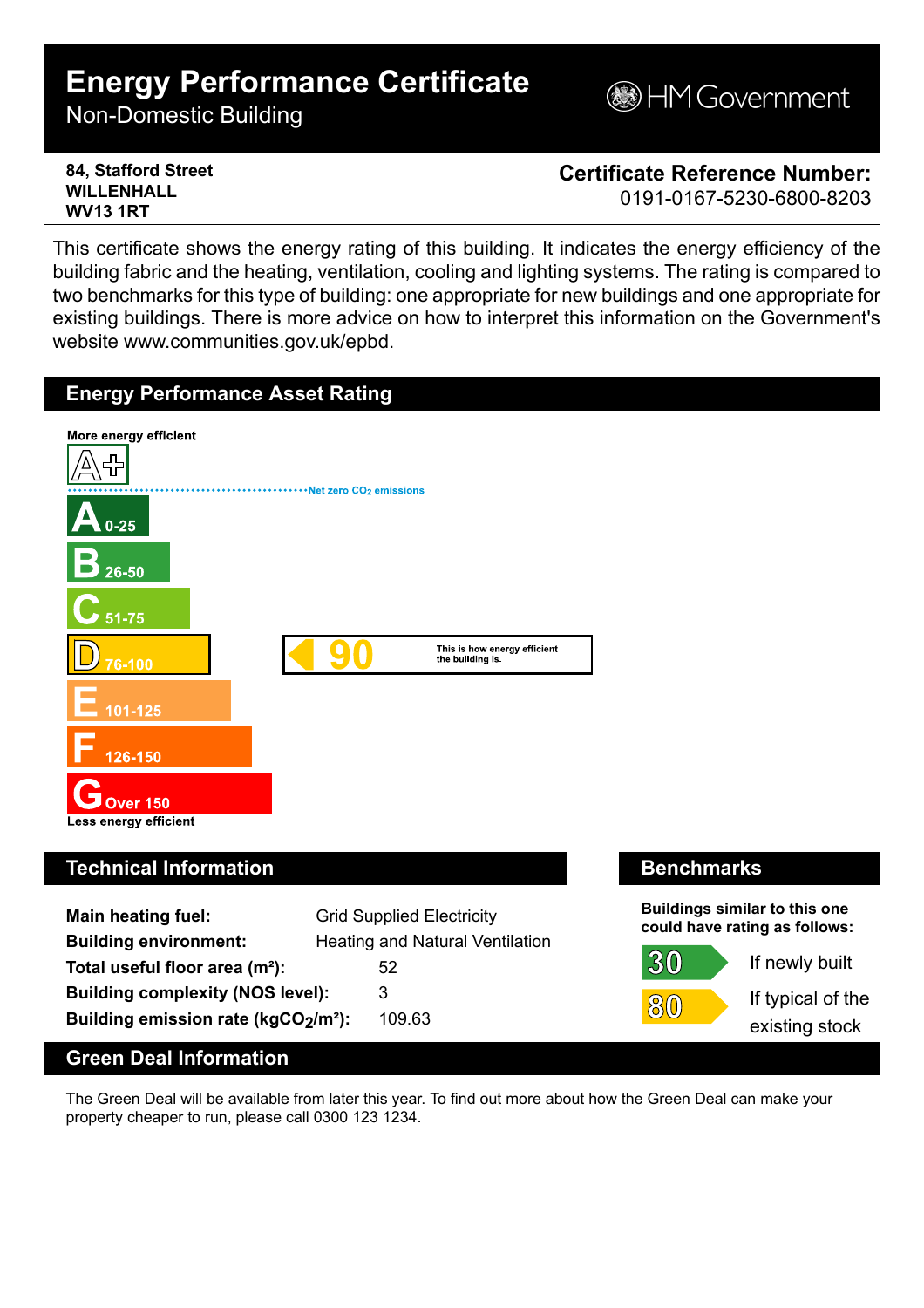# Energy Performance Certificate

Non-Domestic Building

HM Government

**84, Stafford Street**
**WILLENHALL**
**WV13 1RT**

**Certificate Reference Number:**
0191-0167-5230-6800-8203

This certificate shows the energy rating of this building. It indicates the energy efficiency of the building fabric and the heating, ventilation, cooling and lighting systems. The rating is compared to two benchmarks for this type of building: one appropriate for new buildings and one appropriate for existing buildings. There is more advice on how to interpret this information on the Government's website www.communities.gov.uk/epbd.

## Energy Performance Asset Rating

**More energy efficient**

A+

Net zero $CO_2$ emissions

A 0-25

B 26-50

C 51-75

D 76-100

E 101-125

F 126-150

G Over 150

**Less energy efficient**

**90** — This is how energy efficient the building is.

## Technical Information

| | |
|---|---|
| **Main heating fuel:** | Grid Supplied Electricity |
| **Building environment:** | Heating and Natural Ventilation |
| **Total useful floor area (m²):** | 52 |
| **Building complexity (NOS level):** | 3 |
| **Building emission rate ($kgCO_2/m^2$):** | 109.63 |

## Benchmarks

**Buildings similar to this one could have rating as follows:**

**30** If newly built

**80** If typical of the existing stock

## Green Deal Information

The Green Deal will be available from later this year. To find out more about how the Green Deal can make your property cheaper to run, please call 0300 123 1234.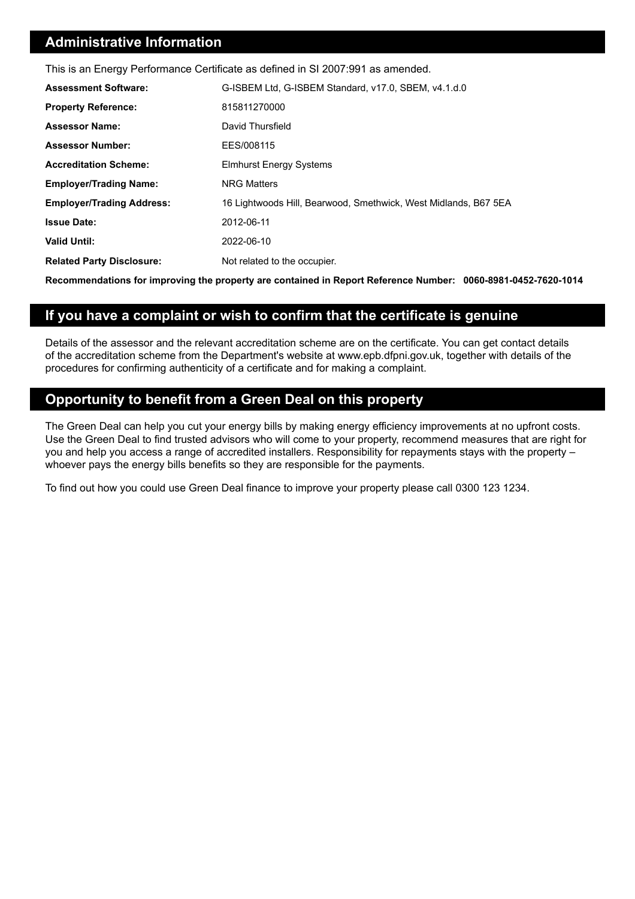## Administrative Information

This is an Energy Performance Certificate as defined in SI 2007:991 as amended.

| | |
|---|---|
| **Assessment Software:** | G-ISBEM Ltd, G-ISBEM Standard, v17.0, SBEM, v4.1.d.0 |
| **Property Reference:** | 815811270000 |
| **Assessor Name:** | David Thursfield |
| **Assessor Number:** | EES/008115 |
| **Accreditation Scheme:** | Elmhurst Energy Systems |
| **Employer/Trading Name:** | NRG Matters |
| **Employer/Trading Address:** | 16 Lightwoods Hill, Bearwood, Smethwick, West Midlands, B67 5EA |
| **Issue Date:** | 2012-06-11 |
| **Valid Until:** | 2022-06-10 |
| **Related Party Disclosure:** | Not related to the occupier. |

**Recommendations for improving the property are contained in Report Reference Number: 0060-8981-0452-7620-1014**

## If you have a complaint or wish to confirm that the certificate is genuine

Details of the assessor and the relevant accreditation scheme are on the certificate. You can get contact details of the accreditation scheme from the Department's website at www.epb.dfpni.gov.uk, together with details of the procedures for confirming authenticity of a certificate and for making a complaint.

## Opportunity to benefit from a Green Deal on this property

The Green Deal can help you cut your energy bills by making energy efficiency improvements at no upfront costs. Use the Green Deal to find trusted advisors who will come to your property, recommend measures that are right for you and help you access a range of accredited installers. Responsibility for repayments stays with the property – whoever pays the energy bills benefits so they are responsible for the payments.

To find out how you could use Green Deal finance to improve your property please call 0300 123 1234.